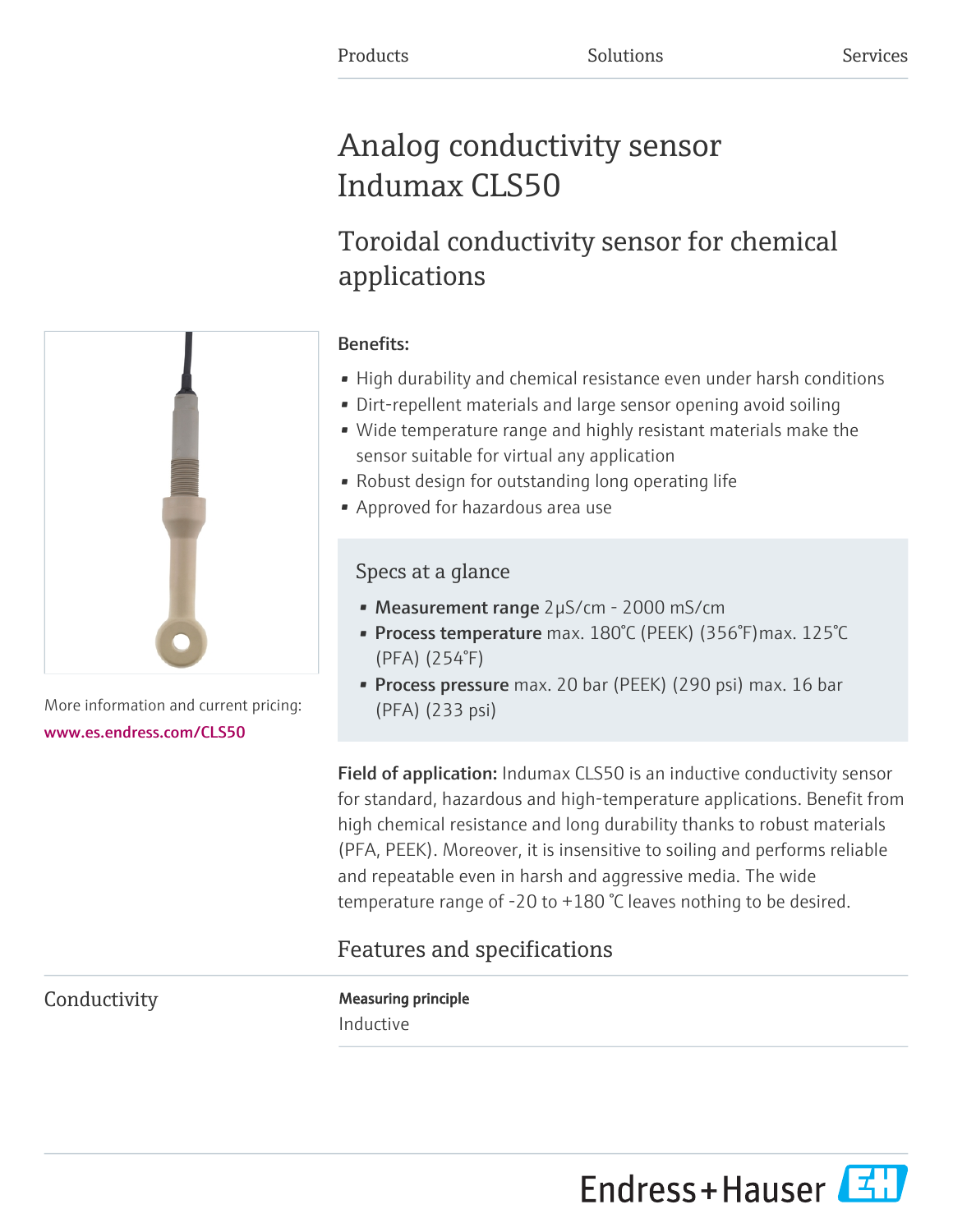Products Solutions Services

# Analog conductivity sensor Indumax CLS50

## Toroidal conductivity sensor for chemical applications

More information and current pricing:
www.es.endress.com/CLS50

**Benefits:**

- High durability and chemical resistance even under harsh conditions
- Dirt-repellent materials and large sensor opening avoid soiling
- Wide temperature range and highly resistant materials make the sensor suitable for virtual any application
- Robust design for outstanding long operating life
- Approved for hazardous area use

### Specs at a glance

- **Measurement range** 2μS/cm - 2000 mS/cm
- **Process temperature** max. 180°C (PEEK) (356°F)max. 125°C (PFA) (254°F)
- **Process pressure** max. 20 bar (PEEK) (290 psi) max. 16 bar (PFA) (233 psi)

**Field of application:** Indumax CLS50 is an inductive conductivity sensor for standard, hazardous and high-temperature applications. Benefit from high chemical resistance and long durability thanks to robust materials (PFA, PEEK). Moreover, it is insensitive to soiling and performs reliable and repeatable even in harsh and aggressive media. The wide temperature range of -20 to +180 °C leaves nothing to be desired.

## Features and specifications

### Conductivity

**Measuring principle**

Inductive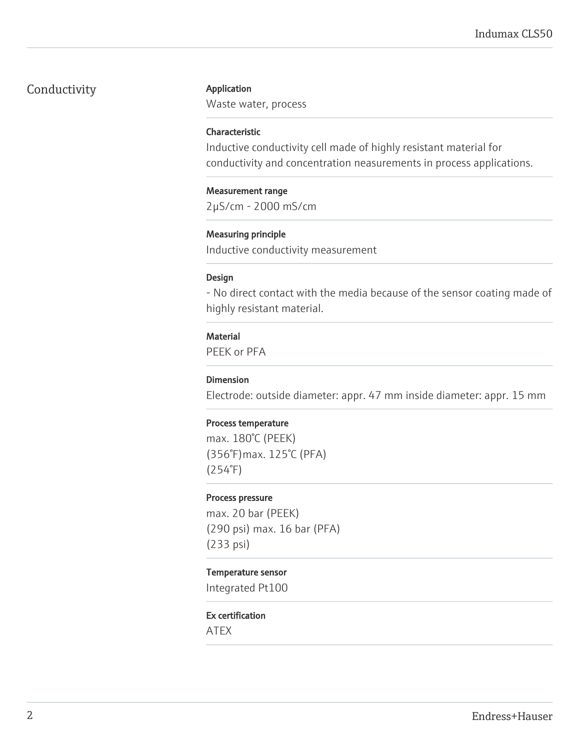## Conductivity

**Application**

Waste water, process

**Characteristic**

Inductive conductivity cell made of highly resistant material for conductivity and concentration neasurements in process applications.

**Measurement range**

2µS/cm - 2000 mS/cm

**Measuring principle**

Inductive conductivity measurement

**Design**

- No direct contact with the media because of the sensor coating made of highly resistant material.

**Material**

PEEK or PFA

**Dimension**

Electrode: outside diameter: appr. 47 mm inside diameter: appr. 15 mm

**Process temperature**

max. 180°C (PEEK)
(356°F)max. 125°C (PFA)
(254°F)

**Process pressure**

max. 20 bar (PEEK)
(290 psi) max. 16 bar (PFA)
(233 psi)

**Temperature sensor**

Integrated Pt100

**Ex certification**

ATEX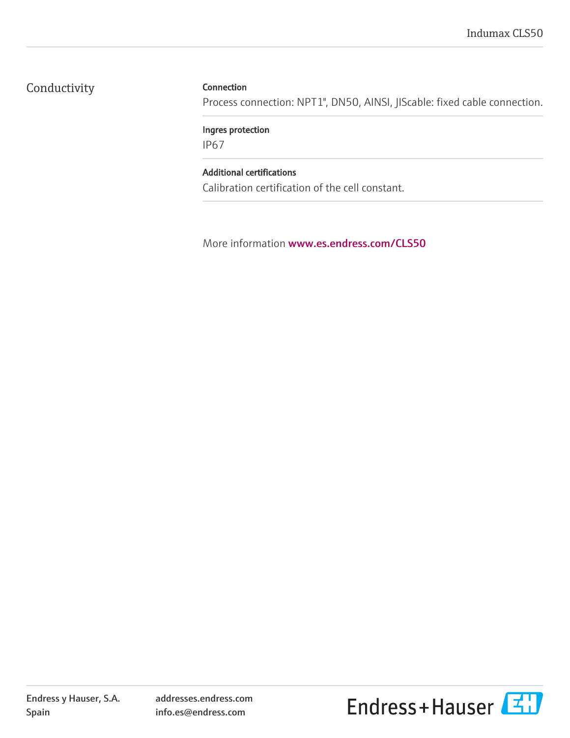## Conductivity

**Connection**

Process connection: NPT1", DN50, AINSI, JIScable: fixed cable connection.

**Ingres protection**

IP67

**Additional certifications**

Calibration certification of the cell constant.

More information **www.es.endress.com/CLS50**

Endress y Hauser, S.A.
Spain

addresses.endress.com
info.es@endress.com

Endress+Hauser